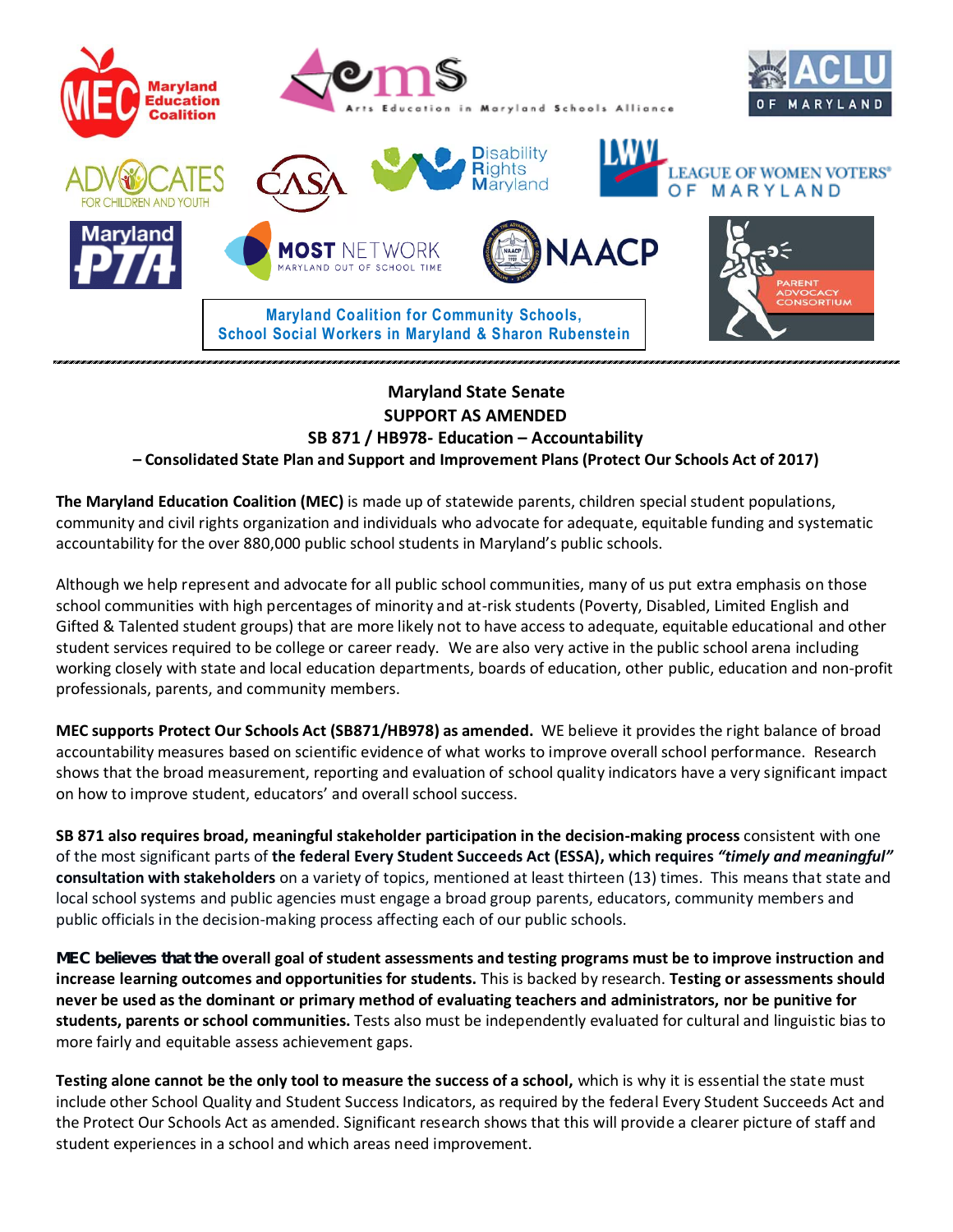Maryland Coalition for Community Schools, School Social Workers in Maryland & Sharon Rubenstein

**Maryland State Senate**
**SUPPORT AS AMENDED**
**SB 871 / HB978- Education – Accountability**
**– Consolidated State Plan and Support and Improvement Plans (Protect Our Schools Act of 2017)**

**The Maryland Education Coalition (MEC)** is made up of statewide parents, children special student populations, community and civil rights organization and individuals who advocate for adequate, equitable funding and systematic accountability for the over 880,000 public school students in Maryland's public schools.

Although we help represent and advocate for all public school communities, many of us put extra emphasis on those school communities with high percentages of minority and at-risk students (Poverty, Disabled, Limited English and Gifted & Talented student groups) that are more likely not to have access to adequate, equitable educational and other student services required to be college or career ready. We are also very active in the public school arena including working closely with state and local education departments, boards of education, other public, education and non-profit professionals, parents, and community members.

**MEC supports Protect Our Schools Act (SB871/HB978) as amended.** WE believe it provides the right balance of broad accountability measures based on scientific evidence of what works to improve overall school performance. Research shows that the broad measurement, reporting and evaluation of school quality indicators have a very significant impact on how to improve student, educators' and overall school success.

**SB 871 also requires broad, meaningful stakeholder participation in the decision-making process** consistent with one of the most significant parts of **the federal Every Student Succeeds Act (ESSA), which requires *"timely and meaningful"* consultation with stakeholders** on a variety of topics, mentioned at least thirteen (13) times. This means that state and local school systems and public agencies must engage a broad group parents, educators, community members and public officials in the decision-making process affecting each of our public schools.

**MEC believes that the overall goal of student assessments and testing programs must be to improve instruction and increase learning outcomes and opportunities for students.** This is backed by research. **Testing or assessments should never be used as the dominant or primary method of evaluating teachers and administrators, nor be punitive for students, parents or school communities.** Tests also must be independently evaluated for cultural and linguistic bias to more fairly and equitable assess achievement gaps.

**Testing alone cannot be the only tool to measure the success of a school,** which is why it is essential the state must include other School Quality and Student Success Indicators, as required by the federal Every Student Succeeds Act and the Protect Our Schools Act as amended. Significant research shows that this will provide a clearer picture of staff and student experiences in a school and which areas need improvement.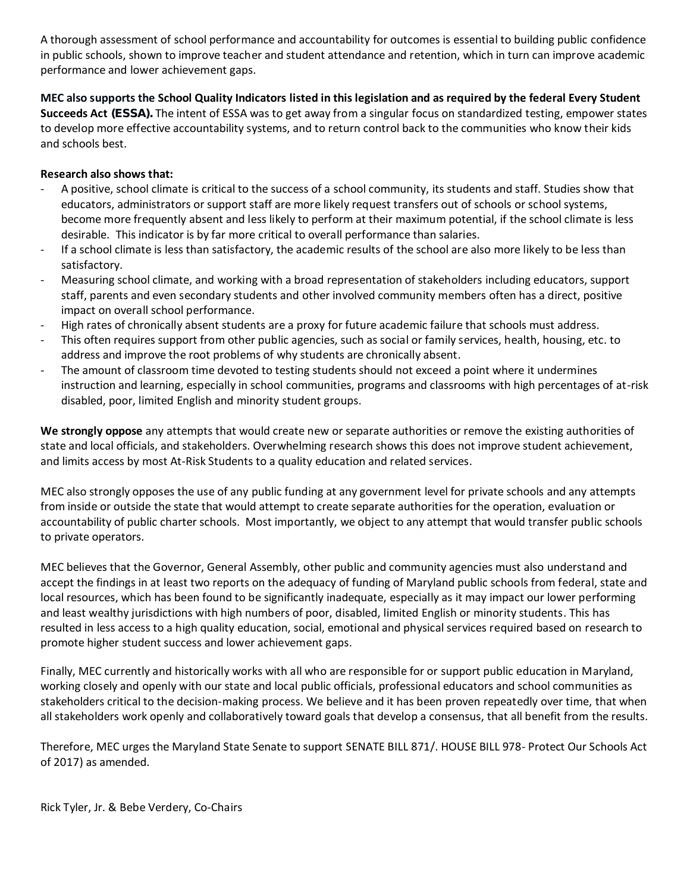A thorough assessment of school performance and accountability for outcomes is essential to building public confidence in public schools, shown to improve teacher and student attendance and retention, which in turn can improve academic performance and lower achievement gaps.

**MEC also supports the School Quality Indicators listed in this legislation and as required by the federal Every Student Succeeds Act (ESSA).** The intent of ESSA was to get away from a singular focus on standardized testing, empower states to develop more effective accountability systems, and to return control back to the communities who know their kids and schools best.

**Research also shows that:**

- A positive, school climate is critical to the success of a school community, its students and staff. Studies show that educators, administrators or support staff are more likely request transfers out of schools or school systems, become more frequently absent and less likely to perform at their maximum potential, if the school climate is less desirable. This indicator is by far more critical to overall performance than salaries.
- If a school climate is less than satisfactory, the academic results of the school are also more likely to be less than satisfactory.
- Measuring school climate, and working with a broad representation of stakeholders including educators, support staff, parents and even secondary students and other involved community members often has a direct, positive impact on overall school performance.
- High rates of chronically absent students are a proxy for future academic failure that schools must address.
- This often requires support from other public agencies, such as social or family services, health, housing, etc. to address and improve the root problems of why students are chronically absent.
- The amount of classroom time devoted to testing students should not exceed a point where it undermines instruction and learning, especially in school communities, programs and classrooms with high percentages of at-risk disabled, poor, limited English and minority student groups.

**We strongly oppose** any attempts that would create new or separate authorities or remove the existing authorities of state and local officials, and stakeholders. Overwhelming research shows this does not improve student achievement, and limits access by most At-Risk Students to a quality education and related services.

MEC also strongly opposes the use of any public funding at any government level for private schools and any attempts from inside or outside the state that would attempt to create separate authorities for the operation, evaluation or accountability of public charter schools. Most importantly, we object to any attempt that would transfer public schools to private operators.

MEC believes that the Governor, General Assembly, other public and community agencies must also understand and accept the findings in at least two reports on the adequacy of funding of Maryland public schools from federal, state and local resources, which has been found to be significantly inadequate, especially as it may impact our lower performing and least wealthy jurisdictions with high numbers of poor, disabled, limited English or minority students. This has resulted in less access to a high quality education, social, emotional and physical services required based on research to promote higher student success and lower achievement gaps.

Finally, MEC currently and historically works with all who are responsible for or support public education in Maryland, working closely and openly with our state and local public officials, professional educators and school communities as stakeholders critical to the decision-making process. We believe and it has been proven repeatedly over time, that when all stakeholders work openly and collaboratively toward goals that develop a consensus, that all benefit from the results.

Therefore, MEC urges the Maryland State Senate to support SENATE BILL 871/. HOUSE BILL 978- Protect Our Schools Act of 2017) as amended.

Rick Tyler, Jr. & Bebe Verdery, Co-Chairs